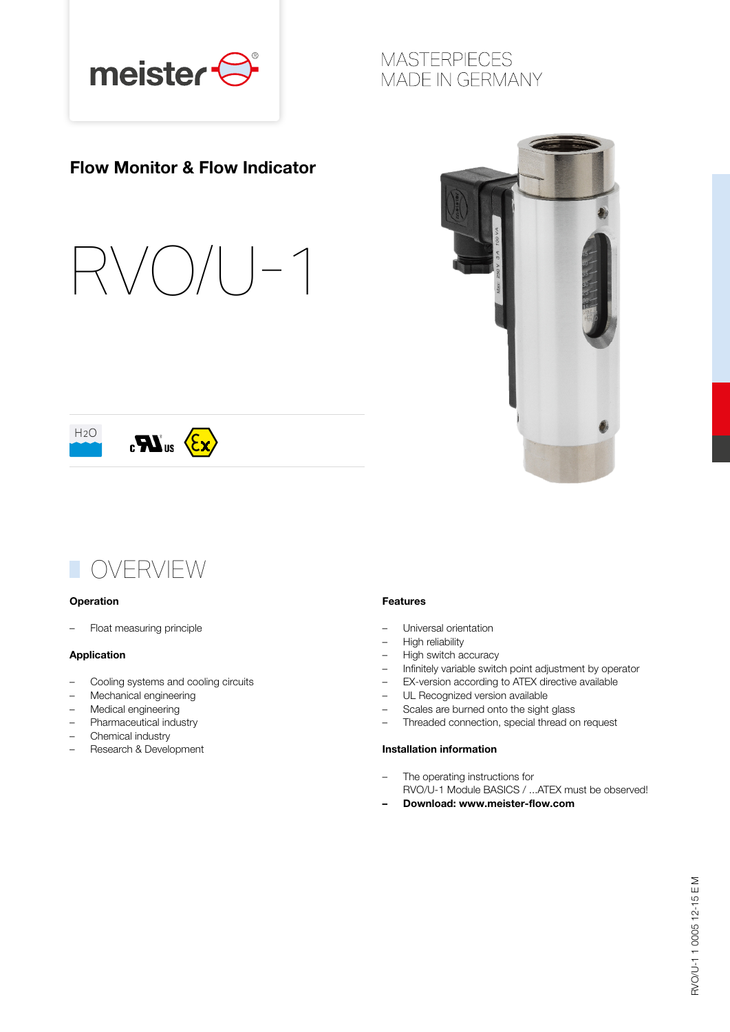MASTERPIECES
MADE IN GERMANY

## Flow Monitor & Flow Indicator

# RVO/U-1

## OVERVIEW

### Operation

- Float measuring principle

### Application

- Cooling systems and cooling circuits
- Mechanical engineering
- Medical engineering
- Pharmaceutical industry
- Chemical industry
- Research & Development

### Features

- Universal orientation
- High reliability
- High switch accuracy
- Infinitely variable switch point adjustment by operator
- EX-version according to ATEX directive available
- UL Recognized version available
- Scales are burned onto the sight glass
- Threaded connection, special thread on request

### Installation information

- The operating instructions for RVO/U-1 Module BASICS / ...ATEX must be observed!
- **Download: www.meister-flow.com**

RVO/U-1 1 0005 12-15 E M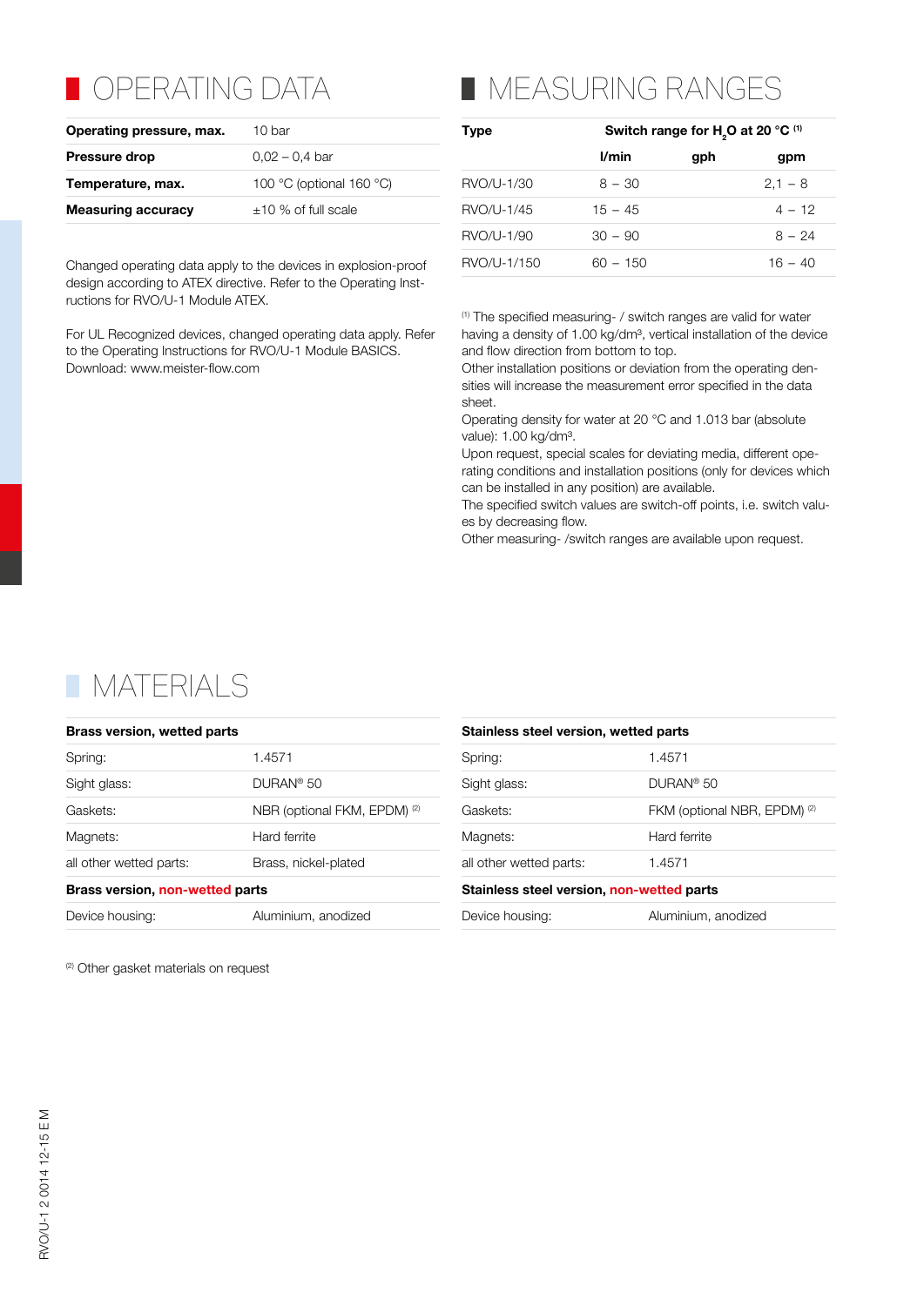# OPERATING DATA

| | |
|---|---|
| **Operating pressure, max.** | 10 bar |
| **Pressure drop** | 0,02 – 0,4 bar |
| **Temperature, max.** | 100 °C (optional 160 °C) |
| **Measuring accuracy** | ±10 % of full scale |

Changed operating data apply to the devices in explosion-proof design according to ATEX directive. Refer to the Operating Instructions for RVO/U-1 Module ATEX.

For UL Recognized devices, changed operating data apply. Refer to the Operating Instructions for RVO/U-1 Module BASICS. Download: www.meister-flow.com

# MEASURING RANGES

| Type | Switch range for $H_2O$ at 20 °C [1] | | |
|---|---|---|---|
| | l/min | gph | gpm |
| RVO/U-1/30 | 8 – 30 | | 2,1 – 8 |
| RVO/U-1/45 | 15 – 45 | | 4 – 12 |
| RVO/U-1/90 | 30 – 90 | | 8 – 24 |
| RVO/U-1/150 | 60 – 150 | | 16 – 40 |

[1] The specified measuring- / switch ranges are valid for water having a density of 1.00 kg/dm³, vertical installation of the device and flow direction from bottom to top.
Other installation positions or deviation from the operating densities will increase the measurement error specified in the data sheet.
Operating density for water at 20 °C and 1.013 bar (absolute value): 1.00 kg/dm³.
Upon request, special scales for deviating media, different operating conditions and installation positions (only for devices which can be installed in any position) are available.
The specified switch values are switch-off points, i.e. switch values by decreasing flow.
Other measuring- /switch ranges are available upon request.

# MATERIALS

| **Brass version, wetted parts** | |
|---|---|
| Spring: | 1.4571 |
| Sight glass: | DURAN® 50 |
| Gaskets: | NBR (optional FKM, EPDM) [2] |
| Magnets: | Hard ferrite |
| all other wetted parts: | Brass, nickel-plated |
| **Brass version, non-wetted parts** | |
| Device housing: | Aluminium, anodized |

| **Stainless steel version, wetted parts** | |
|---|---|
| Spring: | 1.4571 |
| Sight glass: | DURAN® 50 |
| Gaskets: | FKM (optional NBR, EPDM) [2] |
| Magnets: | Hard ferrite |
| all other wetted parts: | 1.4571 |
| **Stainless steel version, non-wetted parts** | |
| Device housing: | Aluminium, anodized |

[2] Other gasket materials on request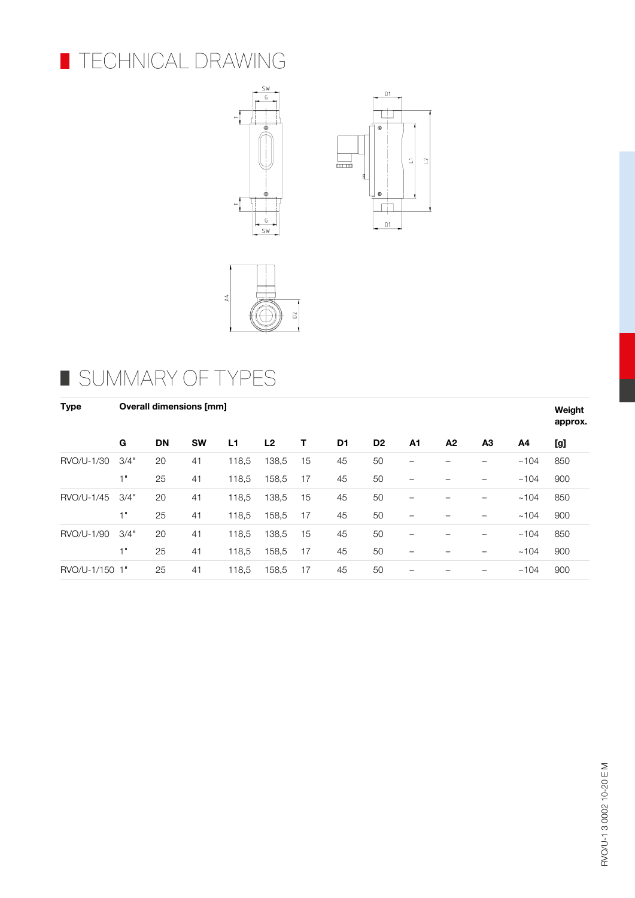# TECHNICAL DRAWING

# SUMMARY OF TYPES

| Type | Overall dimensions [mm] | | | | | | | | | | | | Weight approx. |
|---|---|---|---|---|---|---|---|---|---|---|---|---|---|
| | G | DN | SW | L1 | L2 | T | D1 | D2 | A1 | A2 | A3 | A4 | [g] |
| RVO/U-1/30 | 3/4" | 20 | 41 | 118,5 | 138,5 | 15 | 45 | 50 | – | – | – | ~104 | 850 |
| | 1" | 25 | 41 | 118,5 | 158,5 | 17 | 45 | 50 | – | – | – | ~104 | 900 |
| RVO/U-1/45 | 3/4" | 20 | 41 | 118,5 | 138,5 | 15 | 45 | 50 | – | – | – | ~104 | 850 |
| | 1" | 25 | 41 | 118,5 | 158,5 | 17 | 45 | 50 | – | – | – | ~104 | 900 |
| RVO/U-1/90 | 3/4" | 20 | 41 | 118,5 | 138,5 | 15 | 45 | 50 | – | – | – | ~104 | 850 |
| | 1" | 25 | 41 | 118,5 | 158,5 | 17 | 45 | 50 | – | – | – | ~104 | 900 |
| RVO/U-1/150 | 1" | 25 | 41 | 118,5 | 158,5 | 17 | 45 | 50 | – | – | – | ~104 | 900 |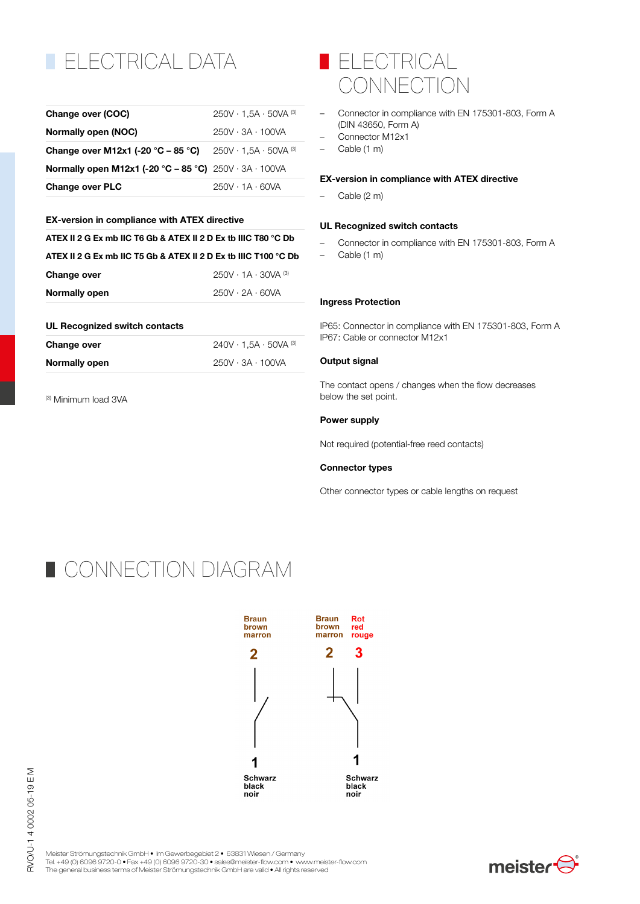# ELECTRICAL DATA

| | |
|---|---|
| **Change over (COC)** | 250V · 1,5A · 50VA [3] |
| **Normally open (NOC)** | 250V · 3A · 100VA |
| **Change over M12x1 (-20 °C – 85 °C)** | 250V · 1,5A · 50VA [3] |
| **Normally open M12x1 (-20 °C – 85 °C)** | 250V · 3A · 100VA |
| **Change over PLC** | 250V · 1A · 60VA |

**EX-version in compliance with ATEX directive**

| | |
|---|---|
| **ATEX II 2 G Ex mb IIC T6 Gb & ATEX II 2 D Ex tb IIIC T80 °C Db** | |
| **ATEX II 2 G Ex mb IIC T5 Gb & ATEX II 2 D Ex tb IIIC T100 °C Db** | |
| **Change over** | 250V · 1A · 30VA [3] |
| **Normally open** | 250V · 2A · 60VA |

**UL Recognized switch contacts**

| | |
|---|---|
| **Change over** | 240V · 1,5A · 50VA [3] |
| **Normally open** | 250V · 3A · 100VA |

[3] Minimum load 3VA

# ELECTRICAL CONNECTION

- Connector in compliance with EN 175301-803, Form A (DIN 43650, Form A)
- Connector M12x1
- Cable (1 m)

**EX-version in compliance with ATEX directive**

- Cable (2 m)

**UL Recognized switch contacts**

- Connector in compliance with EN 175301-803, Form A
- Cable (1 m)

**Ingress Protection**

IP65: Connector in compliance with EN 175301-803, Form A
IP67: Cable or connector M12x1

**Output signal**

The contact opens / changes when the flow decreases below the set point.

**Power supply**

Not required (potential-free reed contacts)

**Connector types**

Other connector types or cable lengths on request

# CONNECTION DIAGRAM

Braun
brown
marron
2

1
Schwarz
black
noir

Braun
brown
marron
2

Rot
red
rouge
3

1
Schwarz
black
noir